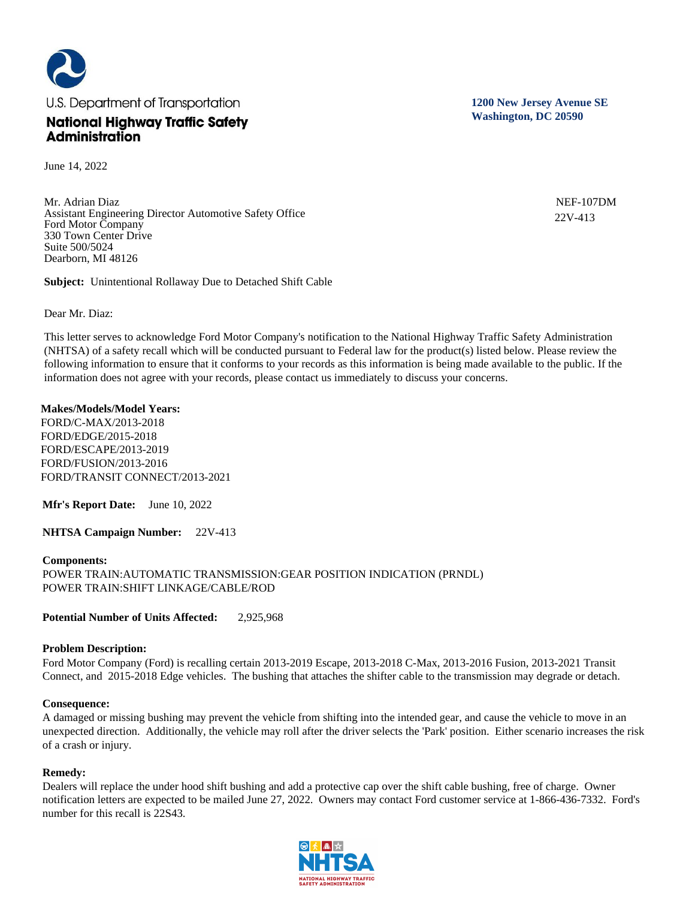U.S. Department of Transportation

**National Highway Traffic Safety Administration**

**1200 New Jersey Avenue SE**
**Washington, DC 20590**

June 14, 2022

Mr. Adrian Diaz
Assistant Engineering Director Automotive Safety Office
Ford Motor Company
330 Town Center Drive
Suite 500/5024
Dearborn, MI 48126

NEF-107DM
22V-413

**Subject:** Unintentional Rollaway Due to Detached Shift Cable

Dear Mr. Diaz:

This letter serves to acknowledge Ford Motor Company's notification to the National Highway Traffic Safety Administration (NHTSA) of a safety recall which will be conducted pursuant to Federal law for the product(s) listed below. Please review the following information to ensure that it conforms to your records as this information is being made available to the public. If the information does not agree with your records, please contact us immediately to discuss your concerns.

**Makes/Models/Model Years:**
FORD/C-MAX/2013-2018
FORD/EDGE/2015-2018
FORD/ESCAPE/2013-2019
FORD/FUSION/2013-2016
FORD/TRANSIT CONNECT/2013-2021

**Mfr's Report Date:** June 10, 2022

**NHTSA Campaign Number:** 22V-413

**Components:**
POWER TRAIN:AUTOMATIC TRANSMISSION:GEAR POSITION INDICATION (PRNDL)
POWER TRAIN:SHIFT LINKAGE/CABLE/ROD

**Potential Number of Units Affected:** 2,925,968

**Problem Description:**
Ford Motor Company (Ford) is recalling certain 2013-2019 Escape, 2013-2018 C-Max, 2013-2016 Fusion, 2013-2021 Transit Connect, and 2015-2018 Edge vehicles. The bushing that attaches the shifter cable to the transmission may degrade or detach.

**Consequence:**
A damaged or missing bushing may prevent the vehicle from shifting into the intended gear, and cause the vehicle to move in an unexpected direction. Additionally, the vehicle may roll after the driver selects the 'Park' position. Either scenario increases the risk of a crash or injury.

**Remedy:**
Dealers will replace the under hood shift bushing and add a protective cap over the shift cable bushing, free of charge. Owner notification letters are expected to be mailed June 27, 2022. Owners may contact Ford customer service at 1-866-436-7332. Ford's number for this recall is 22S43.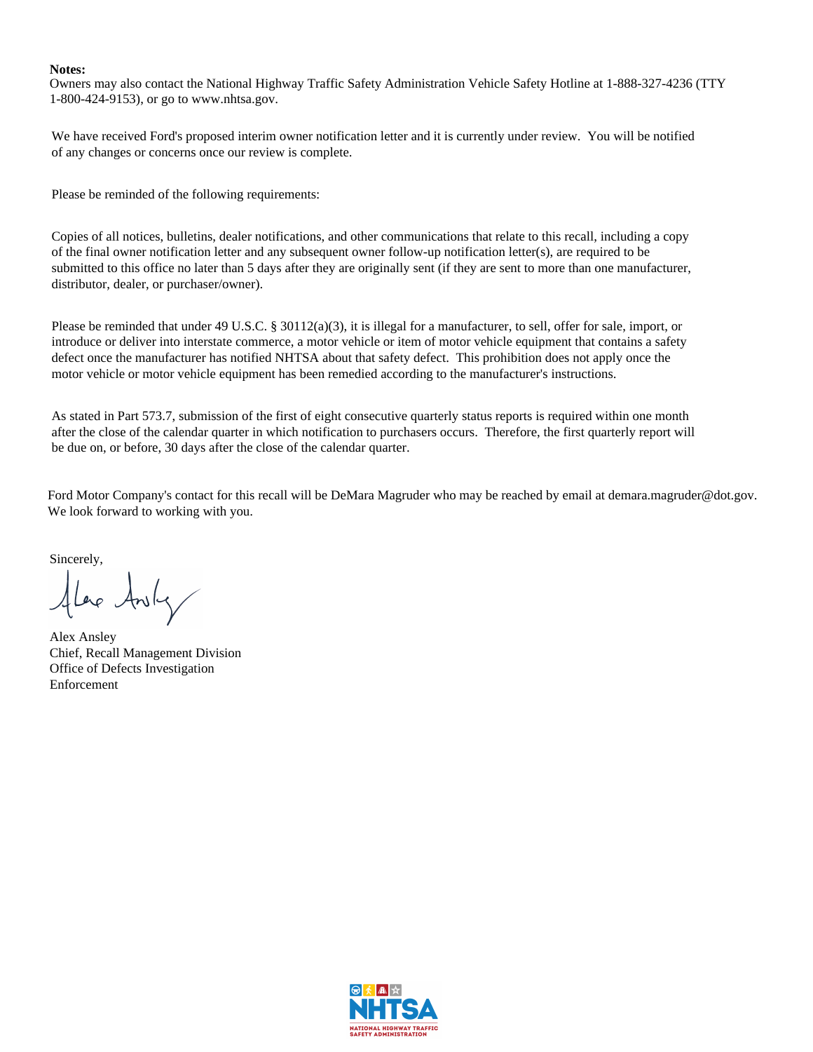**Notes:**
Owners may also contact the National Highway Traffic Safety Administration Vehicle Safety Hotline at 1-888-327-4236 (TTY 1-800-424-9153), or go to www.nhtsa.gov.

We have received Ford's proposed interim owner notification letter and it is currently under review. You will be notified of any changes or concerns once our review is complete.

Please be reminded of the following requirements:

Copies of all notices, bulletins, dealer notifications, and other communications that relate to this recall, including a copy of the final owner notification letter and any subsequent owner follow-up notification letter(s), are required to be submitted to this office no later than 5 days after they are originally sent (if they are sent to more than one manufacturer, distributor, dealer, or purchaser/owner).

Please be reminded that under 49 U.S.C. § 30112(a)(3), it is illegal for a manufacturer, to sell, offer for sale, import, or introduce or deliver into interstate commerce, a motor vehicle or item of motor vehicle equipment that contains a safety defect once the manufacturer has notified NHTSA about that safety defect. This prohibition does not apply once the motor vehicle or motor vehicle equipment has been remedied according to the manufacturer's instructions.

As stated in Part 573.7, submission of the first of eight consecutive quarterly status reports is required within one month after the close of the calendar quarter in which notification to purchasers occurs. Therefore, the first quarterly report will be due on, or before, 30 days after the close of the calendar quarter.

Ford Motor Company's contact for this recall will be DeMara Magruder who may be reached by email at demara.magruder@dot.gov. We look forward to working with you.

Sincerely,

Alex Ansley
Chief, Recall Management Division
Office of Defects Investigation
Enforcement